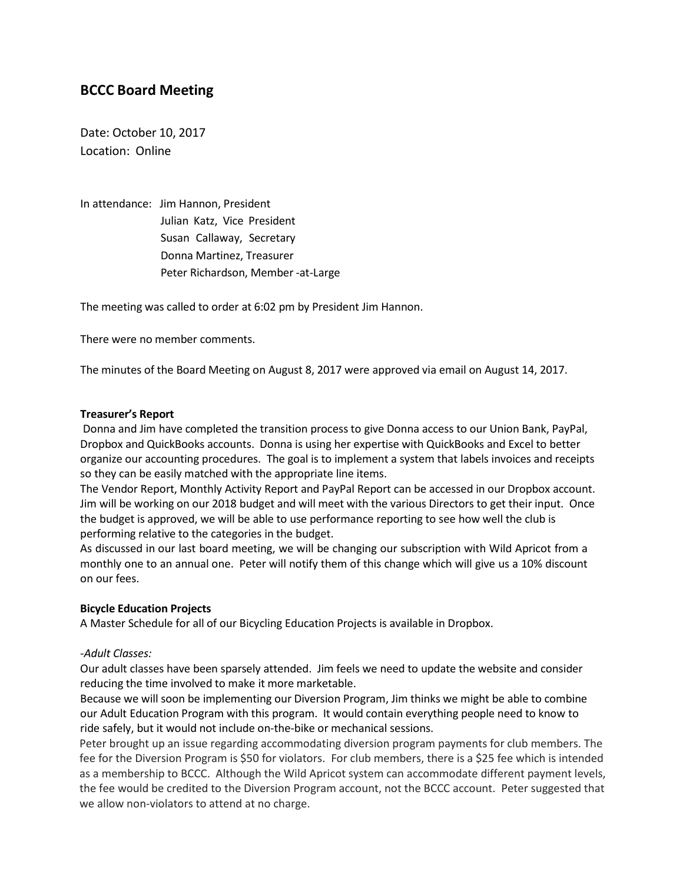## BCCC Board Meeting

Date: October 10, 2017
Location: Online

In attendance: Jim Hannon, President
Julian Katz, Vice President
Susan Callaway, Secretary
Donna Martinez, Treasurer
Peter Richardson, Member -at-Large

The meeting was called to order at 6:02 pm by President Jim Hannon.

There were no member comments.

The minutes of the Board Meeting on August 8, 2017 were approved via email on August 14, 2017.

**Treasurer's Report**

Donna and Jim have completed the transition process to give Donna access to our Union Bank, PayPal, Dropbox and QuickBooks accounts. Donna is using her expertise with QuickBooks and Excel to better organize our accounting procedures. The goal is to implement a system that labels invoices and receipts so they can be easily matched with the appropriate line items.

The Vendor Report, Monthly Activity Report and PayPal Report can be accessed in our Dropbox account. Jim will be working on our 2018 budget and will meet with the various Directors to get their input. Once the budget is approved, we will be able to use performance reporting to see how well the club is performing relative to the categories in the budget.

As discussed in our last board meeting, we will be changing our subscription with Wild Apricot from a monthly one to an annual one. Peter will notify them of this change which will give us a 10% discount on our fees.

**Bicycle Education Projects**

A Master Schedule for all of our Bicycling Education Projects is available in Dropbox.

*-Adult Classes:*

Our adult classes have been sparsely attended. Jim feels we need to update the website and consider reducing the time involved to make it more marketable.

Because we will soon be implementing our Diversion Program, Jim thinks we might be able to combine our Adult Education Program with this program. It would contain everything people need to know to ride safely, but it would not include on-the-bike or mechanical sessions.

Peter brought up an issue regarding accommodating diversion program payments for club members. The fee for the Diversion Program is $50 for violators. For club members, there is a $25 fee which is intended as a membership to BCCC. Although the Wild Apricot system can accommodate different payment levels, the fee would be credited to the Diversion Program account, not the BCCC account. Peter suggested that we allow non-violators to attend at no charge.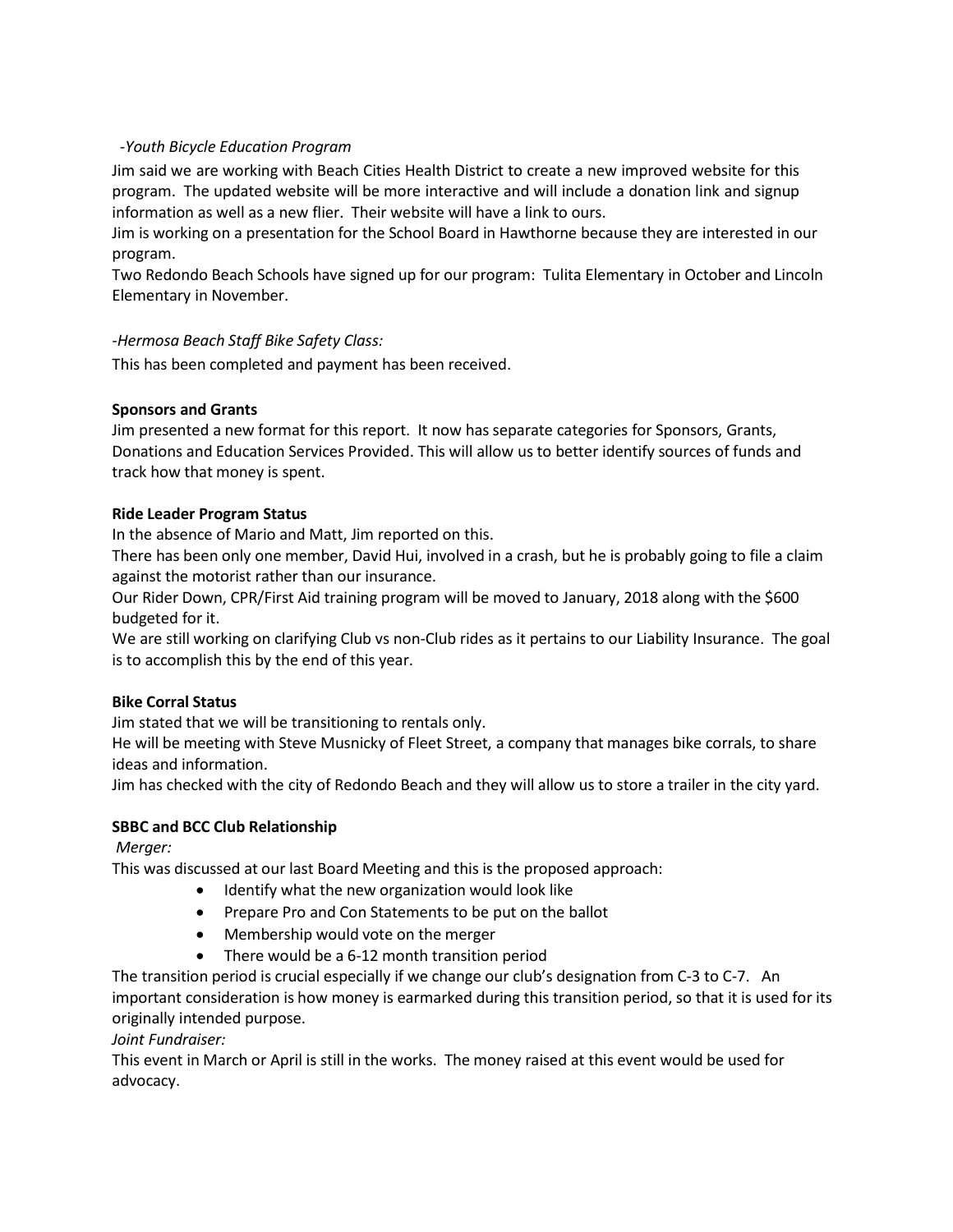*-Youth Bicycle Education Program*

Jim said we are working with Beach Cities Health District to create a new improved website for this program. The updated website will be more interactive and will include a donation link and signup information as well as a new flier. Their website will have a link to ours.

Jim is working on a presentation for the School Board in Hawthorne because they are interested in our program.

Two Redondo Beach Schools have signed up for our program: Tulita Elementary in October and Lincoln Elementary in November.

*-Hermosa Beach Staff Bike Safety Class:*

This has been completed and payment has been received.

**Sponsors and Grants**

Jim presented a new format for this report. It now has separate categories for Sponsors, Grants, Donations and Education Services Provided. This will allow us to better identify sources of funds and track how that money is spent.

**Ride Leader Program Status**

In the absence of Mario and Matt, Jim reported on this.

There has been only one member, David Hui, involved in a crash, but he is probably going to file a claim against the motorist rather than our insurance.

Our Rider Down, CPR/First Aid training program will be moved to January, 2018 along with the $600 budgeted for it.

We are still working on clarifying Club vs non-Club rides as it pertains to our Liability Insurance. The goal is to accomplish this by the end of this year.

**Bike Corral Status**

Jim stated that we will be transitioning to rentals only.

He will be meeting with Steve Musnicky of Fleet Street, a company that manages bike corrals, to share ideas and information.

Jim has checked with the city of Redondo Beach and they will allow us to store a trailer in the city yard.

**SBBC and BCC Club Relationship**

*Merger:*

This was discussed at our last Board Meeting and this is the proposed approach:

- Identify what the new organization would look like
- Prepare Pro and Con Statements to be put on the ballot
- Membership would vote on the merger
- There would be a 6-12 month transition period

The transition period is crucial especially if we change our club's designation from C-3 to C-7. An important consideration is how money is earmarked during this transition period, so that it is used for its originally intended purpose.

*Joint Fundraiser:*

This event in March or April is still in the works. The money raised at this event would be used for advocacy.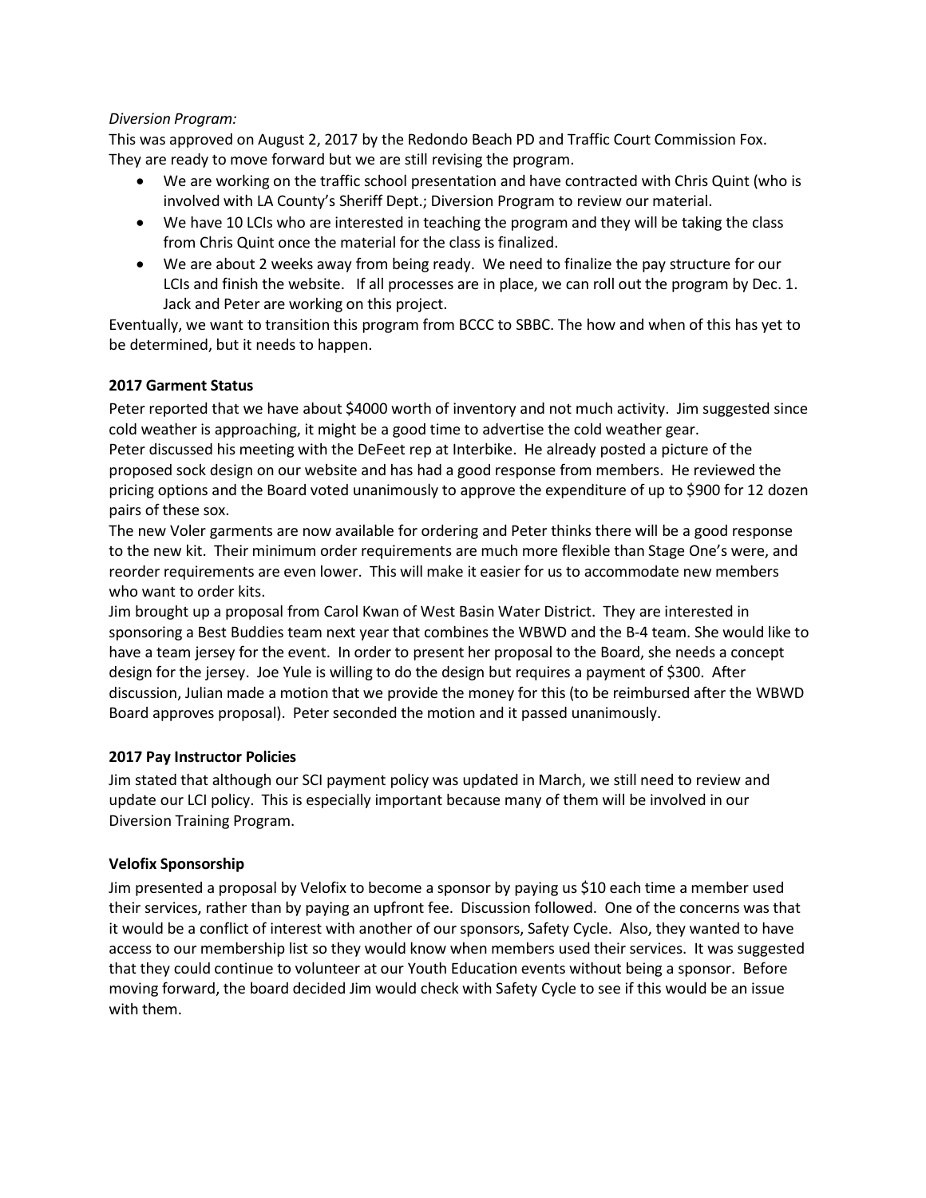*Diversion Program:*

This was approved on August 2, 2017 by the Redondo Beach PD and Traffic Court Commission Fox. They are ready to move forward but we are still revising the program.

- We are working on the traffic school presentation and have contracted with Chris Quint (who is involved with LA County's Sheriff Dept.; Diversion Program to review our material.
- We have 10 LCIs who are interested in teaching the program and they will be taking the class from Chris Quint once the material for the class is finalized.
- We are about 2 weeks away from being ready. We need to finalize the pay structure for our LCIs and finish the website. If all processes are in place, we can roll out the program by Dec. 1. Jack and Peter are working on this project.

Eventually, we want to transition this program from BCCC to SBBC. The how and when of this has yet to be determined, but it needs to happen.

**2017 Garment Status**

Peter reported that we have about $4000 worth of inventory and not much activity. Jim suggested since cold weather is approaching, it might be a good time to advertise the cold weather gear.

Peter discussed his meeting with the DeFeet rep at Interbike. He already posted a picture of the proposed sock design on our website and has had a good response from members. He reviewed the pricing options and the Board voted unanimously to approve the expenditure of up to $900 for 12 dozen pairs of these sox.

The new Voler garments are now available for ordering and Peter thinks there will be a good response to the new kit. Their minimum order requirements are much more flexible than Stage One's were, and reorder requirements are even lower. This will make it easier for us to accommodate new members who want to order kits.

Jim brought up a proposal from Carol Kwan of West Basin Water District. They are interested in sponsoring a Best Buddies team next year that combines the WBWD and the B-4 team. She would like to have a team jersey for the event. In order to present her proposal to the Board, she needs a concept design for the jersey. Joe Yule is willing to do the design but requires a payment of $300. After discussion, Julian made a motion that we provide the money for this (to be reimbursed after the WBWD Board approves proposal). Peter seconded the motion and it passed unanimously.

**2017 Pay Instructor Policies**

Jim stated that although our SCI payment policy was updated in March, we still need to review and update our LCI policy. This is especially important because many of them will be involved in our Diversion Training Program.

**Velofix Sponsorship**

Jim presented a proposal by Velofix to become a sponsor by paying us $10 each time a member used their services, rather than by paying an upfront fee. Discussion followed. One of the concerns was that it would be a conflict of interest with another of our sponsors, Safety Cycle. Also, they wanted to have access to our membership list so they would know when members used their services. It was suggested that they could continue to volunteer at our Youth Education events without being a sponsor. Before moving forward, the board decided Jim would check with Safety Cycle to see if this would be an issue with them.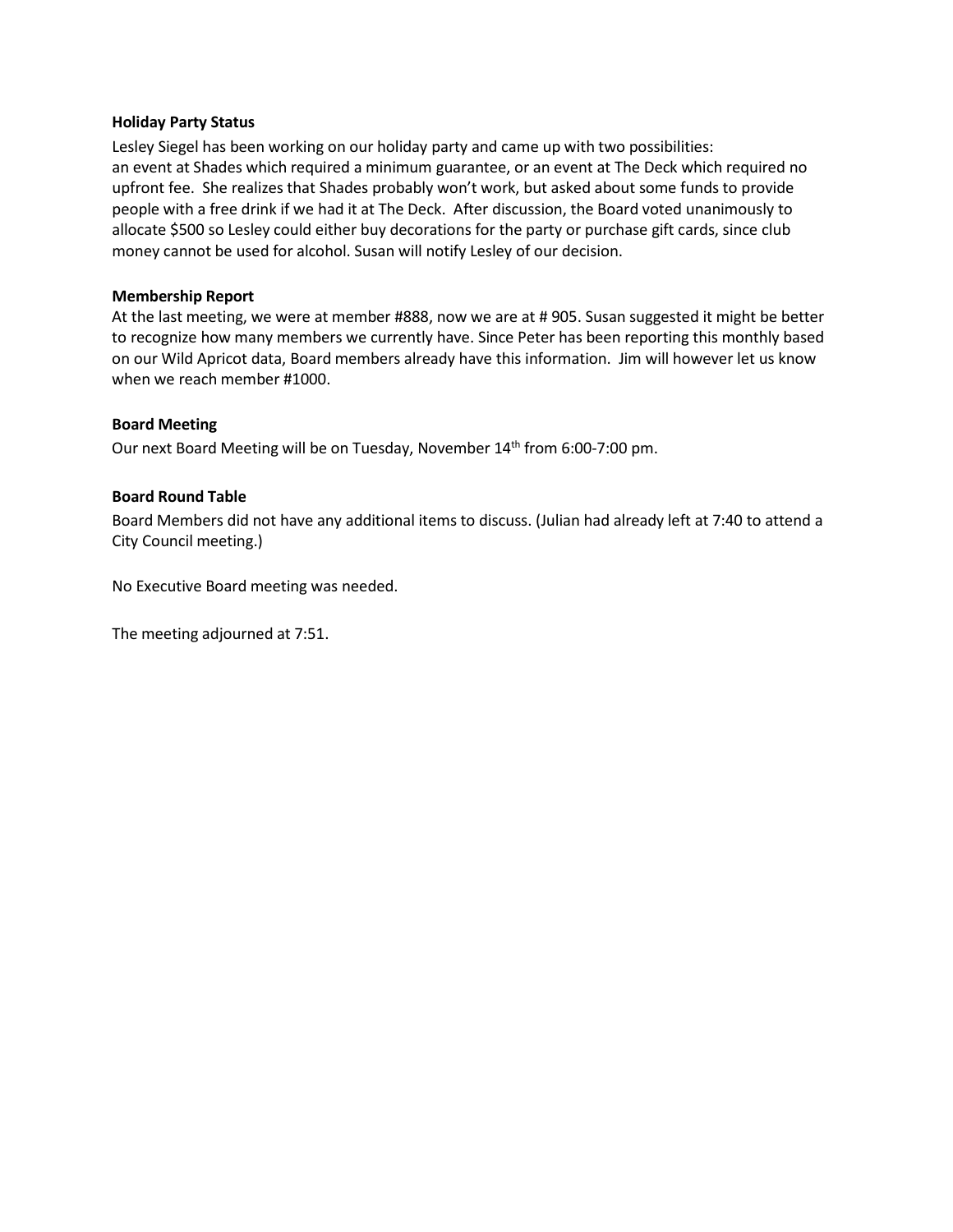**Holiday Party Status**

Lesley Siegel has been working on our holiday party and came up with two possibilities: an event at Shades which required a minimum guarantee, or an event at The Deck which required no upfront fee. She realizes that Shades probably won't work, but asked about some funds to provide people with a free drink if we had it at The Deck. After discussion, the Board voted unanimously to allocate $500 so Lesley could either buy decorations for the party or purchase gift cards, since club money cannot be used for alcohol. Susan will notify Lesley of our decision.

**Membership Report**

At the last meeting, we were at member #888, now we are at # 905. Susan suggested it might be better to recognize how many members we currently have. Since Peter has been reporting this monthly based on our Wild Apricot data, Board members already have this information. Jim will however let us know when we reach member #1000.

**Board Meeting**

Our next Board Meeting will be on Tuesday, November 14th from 6:00-7:00 pm.

**Board Round Table**

Board Members did not have any additional items to discuss. (Julian had already left at 7:40 to attend a City Council meeting.)

No Executive Board meeting was needed.

The meeting adjourned at 7:51.